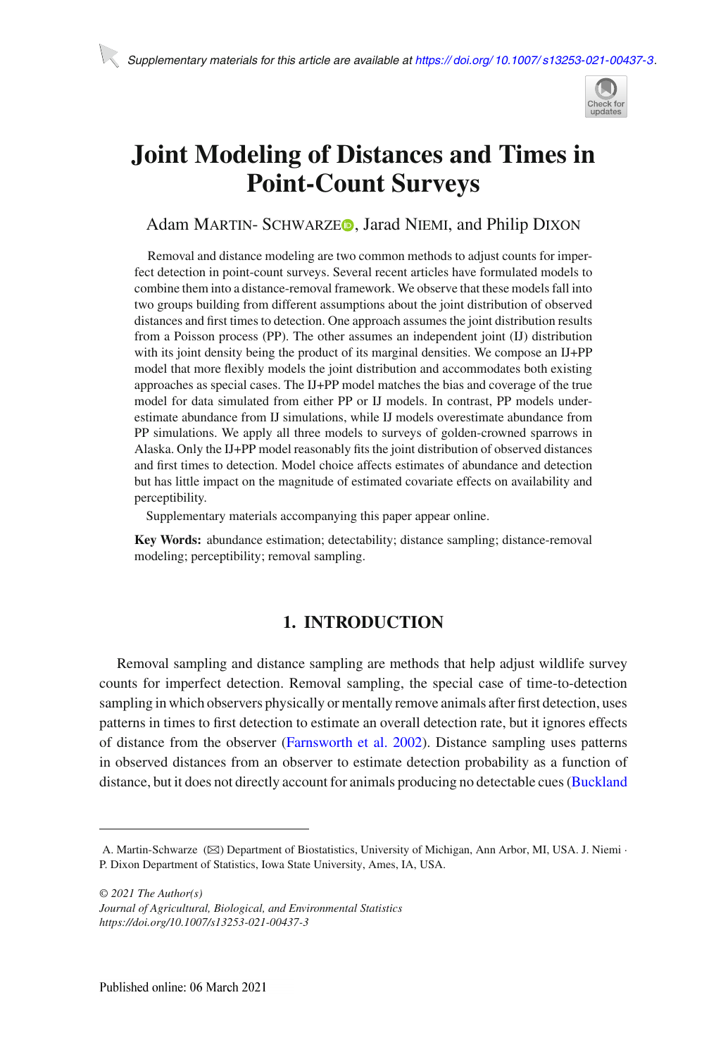Supplementary materials for this article are available at https://doi.org/10.1007/s13253-021-00437-3.

# Joint Modeling of Distances and Times in Point-Count Surveys

Adam MARTIN-SCHWARZE, Jarad NIEMI, and Philip DIXON

Removal and distance modeling are two common methods to adjust counts for imperfect detection in point-count surveys. Several recent articles have formulated models to combine them into a distance-removal framework. We observe that these models fall into two groups building from different assumptions about the joint distribution of observed distances and first times to detection. One approach assumes the joint distribution results from a Poisson process (PP). The other assumes an independent joint (IJ) distribution with its joint density being the product of its marginal densities. We compose an IJ+PP model that more flexibly models the joint distribution and accommodates both existing approaches as special cases. The IJ+PP model matches the bias and coverage of the true model for data simulated from either PP or IJ models. In contrast, PP models underestimate abundance from IJ simulations, while IJ models overestimate abundance from PP simulations. We apply all three models to surveys of golden-crowned sparrows in Alaska. Only the IJ+PP model reasonably fits the joint distribution of observed distances and first times to detection. Model choice affects estimates of abundance and detection but has little impact on the magnitude of estimated covariate effects on availability and perceptibility.

Supplementary materials accompanying this paper appear online.

**Key Words:** abundance estimation; detectability; distance sampling; distance-removal modeling; perceptibility; removal sampling.

## 1. INTRODUCTION

Removal sampling and distance sampling are methods that help adjust wildlife survey counts for imperfect detection. Removal sampling, the special case of time-to-detection sampling in which observers physically or mentally remove animals after first detection, uses patterns in times to first detection to estimate an overall detection rate, but it ignores effects of distance from the observer (Farnsworth et al. 2002). Distance sampling uses patterns in observed distances from an observer to estimate detection probability as a function of distance, but it does not directly account for animals producing no detectable cues (Buckland

---

A. Martin-Schwarze (✉) Department of Biostatistics, University of Michigan, Ann Arbor, MI, USA. J. Niemi · P. Dixon Department of Statistics, Iowa State University, Ames, IA, USA.

*© 2021 The Author(s)*
*Journal of Agricultural, Biological, and Environmental Statistics*
*https://doi.org/10.1007/s13253-021-00437-3*

Published online: 06 March 2021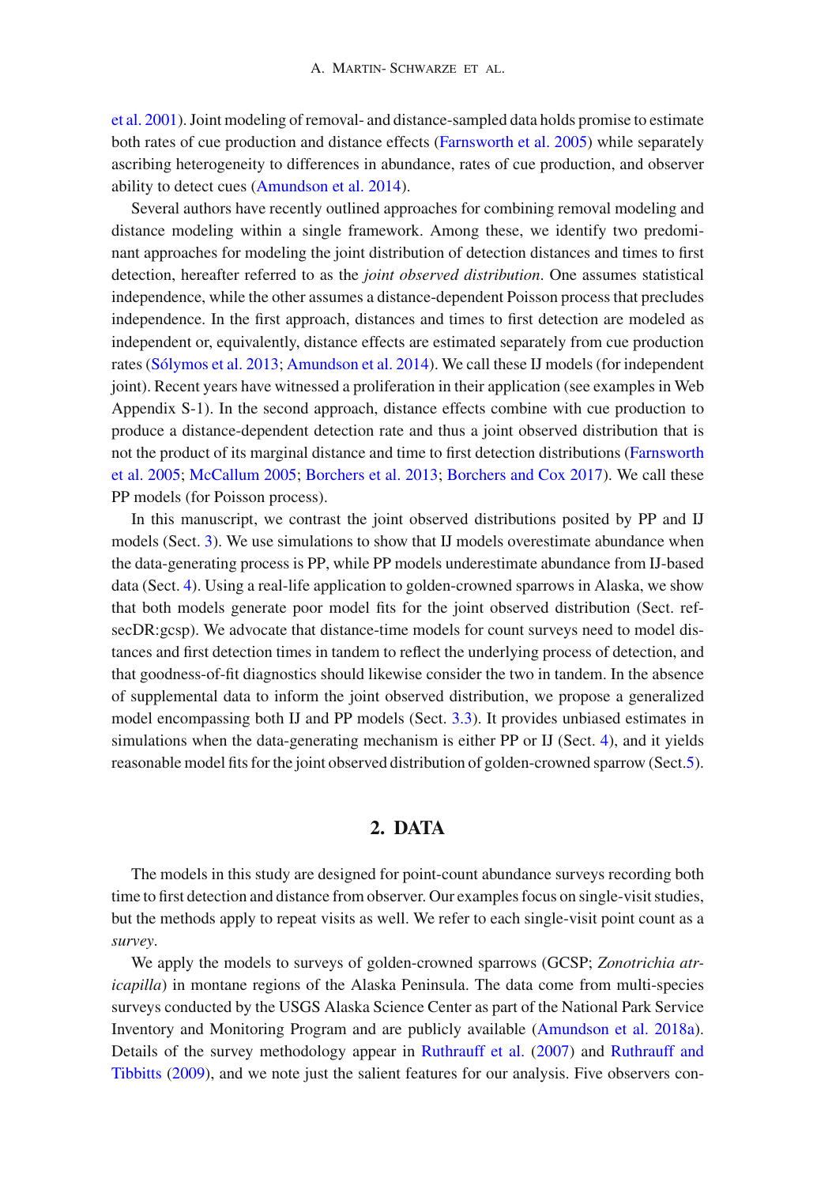et al. 2001). Joint modeling of removal- and distance-sampled data holds promise to estimate both rates of cue production and distance effects (Farnsworth et al. 2005) while separately ascribing heterogeneity to differences in abundance, rates of cue production, and observer ability to detect cues (Amundson et al. 2014).

Several authors have recently outlined approaches for combining removal modeling and distance modeling within a single framework. Among these, we identify two predominant approaches for modeling the joint distribution of detection distances and times to first detection, hereafter referred to as the *joint observed distribution*. One assumes statistical independence, while the other assumes a distance-dependent Poisson process that precludes independence. In the first approach, distances and times to first detection are modeled as independent or, equivalently, distance effects are estimated separately from cue production rates (Sólymos et al. 2013; Amundson et al. 2014). We call these IJ models (for independent joint). Recent years have witnessed a proliferation in their application (see examples in Web Appendix S-1). In the second approach, distance effects combine with cue production to produce a distance-dependent detection rate and thus a joint observed distribution that is not the product of its marginal distance and time to first detection distributions (Farnsworth et al. 2005; McCallum 2005; Borchers et al. 2013; Borchers and Cox 2017). We call these PP models (for Poisson process).

In this manuscript, we contrast the joint observed distributions posited by PP and IJ models (Sect. 3). We use simulations to show that IJ models overestimate abundance when the data-generating process is PP, while PP models underestimate abundance from IJ-based data (Sect. 4). Using a real-life application to golden-crowned sparrows in Alaska, we show that both models generate poor model fits for the joint observed distribution (Sect. refsecDR:gcsp). We advocate that distance-time models for count surveys need to model distances and first detection times in tandem to reflect the underlying process of detection, and that goodness-of-fit diagnostics should likewise consider the two in tandem. In the absence of supplemental data to inform the joint observed distribution, we propose a generalized model encompassing both IJ and PP models (Sect. 3.3). It provides unbiased estimates in simulations when the data-generating mechanism is either PP or IJ (Sect. 4), and it yields reasonable model fits for the joint observed distribution of golden-crowned sparrow (Sect.5).

## 2. DATA

The models in this study are designed for point-count abundance surveys recording both time to first detection and distance from observer. Our examples focus on single-visit studies, but the methods apply to repeat visits as well. We refer to each single-visit point count as a *survey*.

We apply the models to surveys of golden-crowned sparrows (GCSP; *Zonotrichia atricapilla*) in montane regions of the Alaska Peninsula. The data come from multi-species surveys conducted by the USGS Alaska Science Center as part of the National Park Service Inventory and Monitoring Program and are publicly available (Amundson et al. 2018a). Details of the survey methodology appear in Ruthrauff et al. (2007) and Ruthrauff and Tibbitts (2009), and we note just the salient features for our analysis. Five observers con-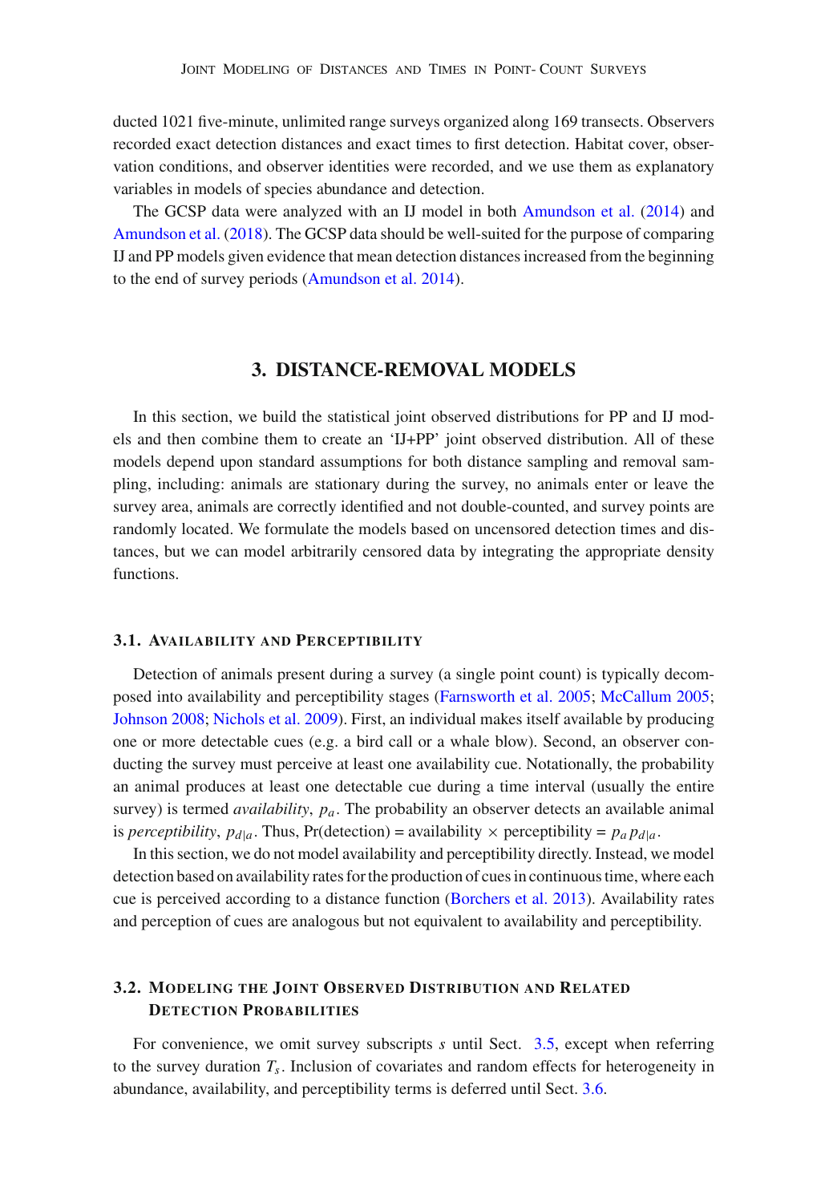ducted 1021 five-minute, unlimited range surveys organized along 169 transects. Observers recorded exact detection distances and exact times to first detection. Habitat cover, observation conditions, and observer identities were recorded, and we use them as explanatory variables in models of species abundance and detection.

The GCSP data were analyzed with an IJ model in both Amundson et al. (2014) and Amundson et al. (2018). The GCSP data should be well-suited for the purpose of comparing IJ and PP models given evidence that mean detection distances increased from the beginning to the end of survey periods (Amundson et al. 2014).

## 3. DISTANCE-REMOVAL MODELS

In this section, we build the statistical joint observed distributions for PP and IJ models and then combine them to create an 'IJ+PP' joint observed distribution. All of these models depend upon standard assumptions for both distance sampling and removal sampling, including: animals are stationary during the survey, no animals enter or leave the survey area, animals are correctly identified and not double-counted, and survey points are randomly located. We formulate the models based on uncensored detection times and distances, but we can model arbitrarily censored data by integrating the appropriate density functions.

### 3.1. Availability and Perceptibility

Detection of animals present during a survey (a single point count) is typically decomposed into availability and perceptibility stages (Farnsworth et al. 2005; McCallum 2005; Johnson 2008; Nichols et al. 2009). First, an individual makes itself available by producing one or more detectable cues (e.g. a bird call or a whale blow). Second, an observer conducting the survey must perceive at least one availability cue. Notationally, the probability an animal produces at least one detectable cue during a time interval (usually the entire survey) is termed *availability*, $p_a$. The probability an observer detects an available animal is *perceptibility*, $p_{d|a}$. Thus, Pr(detection) = availability $\times$ perceptibility = $p_a p_{d|a}$.

In this section, we do not model availability and perceptibility directly. Instead, we model detection based on availability rates for the production of cues in continuous time, where each cue is perceived according to a distance function (Borchers et al. 2013). Availability rates and perception of cues are analogous but not equivalent to availability and perceptibility.

### 3.2. Modeling the Joint Observed Distribution and Related Detection Probabilities

For convenience, we omit survey subscripts $s$ until Sect. 3.5, except when referring to the survey duration $T_s$. Inclusion of covariates and random effects for heterogeneity in abundance, availability, and perceptibility terms is deferred until Sect. 3.6.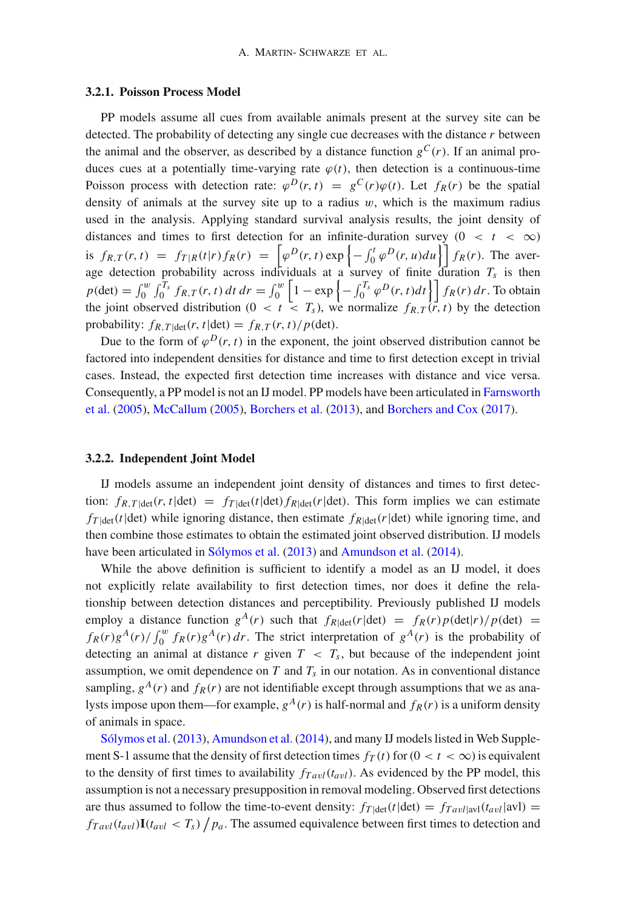### 3.2.1. Poisson Process Model

PP models assume all cues from available animals present at the survey site can be detected. The probability of detecting any single cue decreases with the distance $r$ between the animal and the observer, as described by a distance function $g^C(r)$. If an animal produces cues at a potentially time-varying rate $\varphi(t)$, then detection is a continuous-time Poisson process with detection rate: $\varphi^D(r,t) = g^C(r)\varphi(t)$. Let $f_R(r)$ be the spatial density of animals at the survey site up to a radius $w$, which is the maximum radius used in the analysis. Applying standard survival analysis results, the joint density of distances and times to first detection for an infinite-duration survey $(0 < t < \infty)$ is $f_{R,T}(r,t) = f_{T|R}(t|r) f_R(r) = \left[\varphi^D(r,t)\exp\left\{-\int_0^t \varphi^D(r,u)du\right\}\right] f_R(r)$. The average detection probability across individuals at a survey of finite duration $T_s$ is then $p(\text{det}) = \int_0^w \int_0^{T_s} f_{R,T}(r,t)\,dt\,dr = \int_0^w \left[1 - \exp\left\{-\int_0^{T_s}\varphi^D(r,t)dt\right\}\right] f_R(r)\,dr$. To obtain the joint observed distribution $(0 < t < T_s)$, we normalize $f_{R,T}(r,t)$ by the detection probability: $f_{R,T|\text{det}}(r,t|\text{det}) = f_{R,T}(r,t)/p(\text{det})$.

Due to the form of $\varphi^D(r,t)$ in the exponent, the joint observed distribution cannot be factored into independent densities for distance and time to first detection except in trivial cases. Instead, the expected first detection time increases with distance and vice versa. Consequently, a PP model is not an IJ model. PP models have been articulated in Farnsworth et al. (2005), McCallum (2005), Borchers et al. (2013), and Borchers and Cox (2017).

### 3.2.2. Independent Joint Model

IJ models assume an independent joint density of distances and times to first detection: $f_{R,T|\text{det}}(r,t|\text{det}) = f_{T|\text{det}}(t|\text{det}) f_{R|\text{det}}(r|\text{det})$. This form implies we can estimate $f_{T|\text{det}}(t|\text{det})$ while ignoring distance, then estimate $f_{R|\text{det}}(r|\text{det})$ while ignoring time, and then combine those estimates to obtain the estimated joint observed distribution. IJ models have been articulated in Sólymos et al. (2013) and Amundson et al. (2014).

While the above definition is sufficient to identify a model as an IJ model, it does not explicitly relate availability to first detection times, nor does it define the relationship between detection distances and perceptibility. Previously published IJ models employ a distance function $g^A(r)$ such that $f_{R|\text{det}}(r|\text{det}) = f_R(r)p(\text{det}|r)/p(\text{det}) = f_R(r)g^A(r)/\int_0^w f_R(r)g^A(r)\,dr$. The strict interpretation of $g^A(r)$ is the probability of detecting an animal at distance $r$ given $T < T_s$, but because of the independent joint assumption, we omit dependence on $T$ and $T_s$ in our notation. As in conventional distance sampling, $g^A(r)$ and $f_R(r)$ are not identifiable except through assumptions that we as analysts impose upon them—for example, $g^A(r)$ is half-normal and $f_R(r)$ is a uniform density of animals in space.

Sólymos et al. (2013), Amundson et al. (2014), and many IJ models listed in Web Supplement S-1 assume that the density of first detection times $f_T(t)$ for $(0 < t < \infty)$ is equivalent to the density of first times to availability $f_{Tavl}(t_{avl})$. As evidenced by the PP model, this assumption is not a necessary presupposition in removal modeling. Observed first detections are thus assumed to follow the time-to-event density: $f_{T|\text{det}}(t|\text{det}) = f_{Tavl|\text{avl}}(t_{avl}|\text{avl}) = f_{Tavl}(t_{avl})\mathbf{I}(t_{avl} < T_s)\big/ p_a$. The assumed equivalence between first times to detection and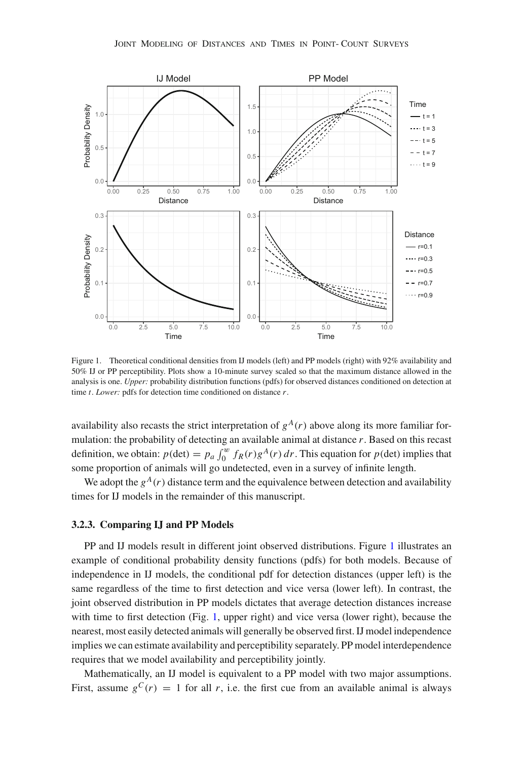Figure 1. Theoretical conditional densities from IJ models (left) and PP models (right) with 92% availability and 50% IJ or PP perceptibility. Plots show a 10-minute survey scaled so that the maximum distance allowed in the analysis is one. *Upper:* probability distribution functions (pdfs) for observed distances conditioned on detection at time $t$. *Lower:* pdfs for detection time conditioned on distance $r$.

availability also recasts the strict interpretation of $g^A(r)$ above along its more familiar formulation: the probability of detecting an available animal at distance $r$. Based on this recast definition, we obtain: $p(\text{det}) = p_a \int_0^w f_R(r) g^A(r)\, dr$. This equation for $p(\text{det})$ implies that some proportion of animals will go undetected, even in a survey of infinite length.

We adopt the $g^A(r)$ distance term and the equivalence between detection and availability times for IJ models in the remainder of this manuscript.

### 3.2.3. Comparing IJ and PP Models

PP and IJ models result in different joint observed distributions. Figure 1 illustrates an example of conditional probability density functions (pdfs) for both models. Because of independence in IJ models, the conditional pdf for detection distances (upper left) is the same regardless of the time to first detection and vice versa (lower left). In contrast, the joint observed distribution in PP models dictates that average detection distances increase with time to first detection (Fig. 1, upper right) and vice versa (lower right), because the nearest, most easily detected animals will generally be observed first. IJ model independence implies we can estimate availability and perceptibility separately. PP model interdependence requires that we model availability and perceptibility jointly.

Mathematically, an IJ model is equivalent to a PP model with two major assumptions. First, assume $g^C(r) = 1$ for all $r$, i.e. the first cue from an available animal is always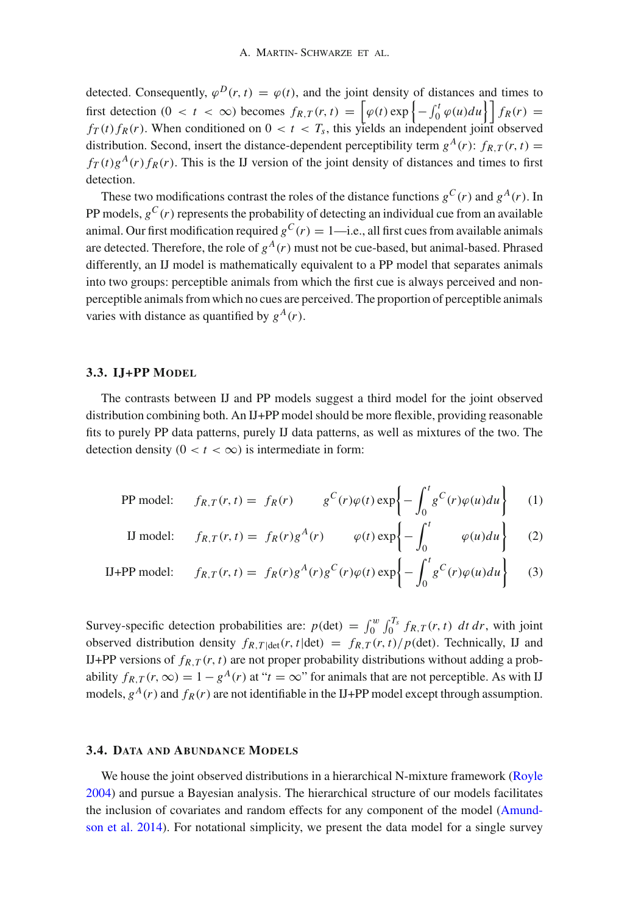detected. Consequently, $\varphi^D(r,t) = \varphi(t)$, and the joint density of distances and times to first detection ($0 < t < \infty$) becomes $f_{R,T}(r,t) = \left[\varphi(t)\exp\left\{-\int_0^t \varphi(u)du\right\}\right] f_R(r) = f_T(t) f_R(r)$. When conditioned on $0 < t < T_s$, this yields an independent joint observed distribution. Second, insert the distance-dependent perceptibility term $g^A(r)$: $f_{R,T}(r,t) = f_T(t) g^A(r) f_R(r)$. This is the IJ version of the joint density of distances and times to first detection.

These two modifications contrast the roles of the distance functions $g^C(r)$ and $g^A(r)$. In PP models, $g^C(r)$ represents the probability of detecting an individual cue from an available animal. Our first modification required $g^C(r) = 1$—i.e., all first cues from available animals are detected. Therefore, the role of $g^A(r)$ must not be cue-based, but animal-based. Phrased differently, an IJ model is mathematically equivalent to a PP model that separates animals into two groups: perceptible animals from which the first cue is always perceived and non-perceptible animals from which no cues are perceived. The proportion of perceptible animals varies with distance as quantified by $g^A(r)$.

### 3.3. IJ+PP Model

The contrasts between IJ and PP models suggest a third model for the joint observed distribution combining both. An IJ+PP model should be more flexible, providing reasonable fits to purely PP data patterns, purely IJ data patterns, as well as mixtures of the two. The detection density ($0 < t < \infty$) is intermediate in form:

$$\text{PP model:} \quad f_{R,T}(r,t) = f_R(r) \qquad g^C(r)\varphi(t)\exp\left\{-\int_0^t g^C(r)\varphi(u)du\right\} \tag{1}$$

$$\text{IJ model:} \quad f_{R,T}(r,t) = f_R(r)g^A(r) \qquad \varphi(t)\exp\left\{-\int_0^t \varphi(u)du\right\} \tag{2}$$

$$\text{IJ+PP model:} \quad f_{R,T}(r,t) = f_R(r)g^A(r)g^C(r)\varphi(t)\exp\left\{-\int_0^t g^C(r)\varphi(u)du\right\} \tag{3}$$

Survey-specific detection probabilities are: $p(\text{det}) = \int_0^w \int_0^{T_s} f_{R,T}(r,t)\ dt\, dr$, with joint observed distribution density $f_{R,T|\text{det}}(r,t|\text{det}) = f_{R,T}(r,t)/p(\text{det})$. Technically, IJ and IJ+PP versions of $f_{R,T}(r,t)$ are not proper probability distributions without adding a probability $f_{R,T}(r,\infty) = 1 - g^A(r)$ at "$t = \infty$" for animals that are not perceptible. As with IJ models, $g^A(r)$ and $f_R(r)$ are not identifiable in the IJ+PP model except through assumption.

### 3.4. Data and Abundance Models

We house the joint observed distributions in a hierarchical N-mixture framework (Royle 2004) and pursue a Bayesian analysis. The hierarchical structure of our models facilitates the inclusion of covariates and random effects for any component of the model (Amundson et al. 2014). For notational simplicity, we present the data model for a single survey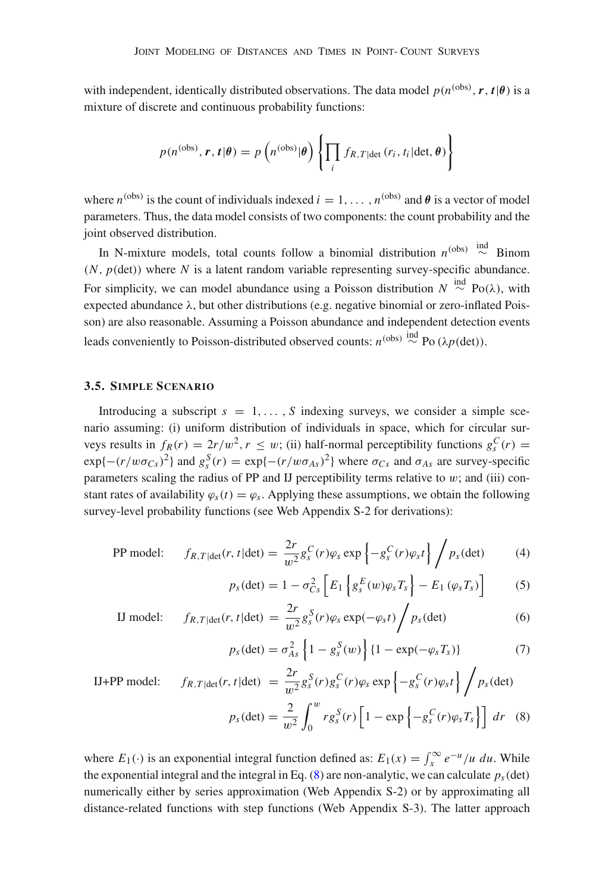with independent, identically distributed observations. The data model $p(n^{(\text{obs})}, \boldsymbol{r}, \boldsymbol{t}|\boldsymbol{\theta})$ is a mixture of discrete and continuous probability functions:

$$p(n^{(\text{obs})}, \boldsymbol{r}, \boldsymbol{t}|\boldsymbol{\theta}) = p\left(n^{(\text{obs})}|\boldsymbol{\theta}\right)\left\{\prod_i f_{R,T|\text{det}}(r_i, t_i|\text{det}, \boldsymbol{\theta})\right\}$$

where $n^{(\text{obs})}$ is the count of individuals indexed $i = 1, \ldots, n^{(\text{obs})}$ and $\boldsymbol{\theta}$ is a vector of model parameters. Thus, the data model consists of two components: the count probability and the joint observed distribution.

In N-mixture models, total counts follow a binomial distribution $n^{(\text{obs})} \overset{\text{ind}}{\sim} \text{Binom}(N, p(\text{det}))$ where $N$ is a latent random variable representing survey-specific abundance. For simplicity, we can model abundance using a Poisson distribution $N \overset{\text{ind}}{\sim} \text{Po}(\lambda)$, with expected abundance $\lambda$, but other distributions (e.g. negative binomial or zero-inflated Poisson) are also reasonable. Assuming a Poisson abundance and independent detection events leads conveniently to Poisson-distributed observed counts: $n^{(\text{obs})} \overset{\text{ind}}{\sim} \text{Po}(\lambda p(\text{det}))$.

### 3.5. Simple Scenario

Introducing a subscript $s = 1, \ldots, S$ indexing surveys, we consider a simple scenario assuming: (i) uniform distribution of individuals in space, which for circular surveys results in $f_R(r) = 2r/w^2, r \leq w$; (ii) half-normal perceptibility functions $g_s^C(r) = \exp\{-(r/w\sigma_{Cs})^2\}$ and $g_s^S(r) = \exp\{-(r/w\sigma_{As})^2\}$ where $\sigma_{Cs}$ and $\sigma_{As}$ are survey-specific parameters scaling the radius of PP and IJ perceptibility terms relative to $w$; and (iii) constant rates of availability $\varphi_s(t) = \varphi_s$. Applying these assumptions, we obtain the following survey-level probability functions (see Web Appendix S-2 for derivations):

PP model:
$$f_{R,T|\text{det}}(r, t|\text{det}) = \frac{2r}{w^2} g_s^C(r)\varphi_s \exp\left\{-g_s^C(r)\varphi_s t\right\} \Big/ p_s(\text{det}) \tag{4}$$

$$p_s(\text{det}) = 1 - \sigma_{Cs}^2\left[E_1\left\{g_s^E(w)\varphi_s T_s\right\} - E_1(\varphi_s T_s)\right] \tag{5}$$

IJ model:
$$f_{R,T|\text{det}}(r, t|\text{det}) = \frac{2r}{w^2} g_s^S(r)\varphi_s \exp(-\varphi_s t) \Big/ p_s(\text{det}) \tag{6}$$

$$p_s(\text{det}) = \sigma_{As}^2\left\{1 - g_s^S(w)\right\}\{1 - \exp(-\varphi_s T_s)\} \tag{7}$$

IJ+PP model:
$$f_{R,T|\text{det}}(r, t|\text{det}) = \frac{2r}{w^2} g_s^S(r) g_s^C(r)\varphi_s \exp\left\{-g_s^C(r)\varphi_s t\right\} \Big/ p_s(\text{det})$$

$$p_s(\text{det}) = \frac{2}{w^2}\int_0^w r g_s^S(r)\left[1 - \exp\left\{-g_s^C(r)\varphi_s T_s\right\}\right] dr \tag{8}$$

where $E_1(\cdot)$ is an exponential integral function defined as: $E_1(x) = \int_x^\infty e^{-u}/u \, du$. While the exponential integral and the integral in Eq. (8) are non-analytic, we can calculate $p_s(\text{det})$ numerically either by series approximation (Web Appendix S-2) or by approximating all distance-related functions with step functions (Web Appendix S-3). The latter approach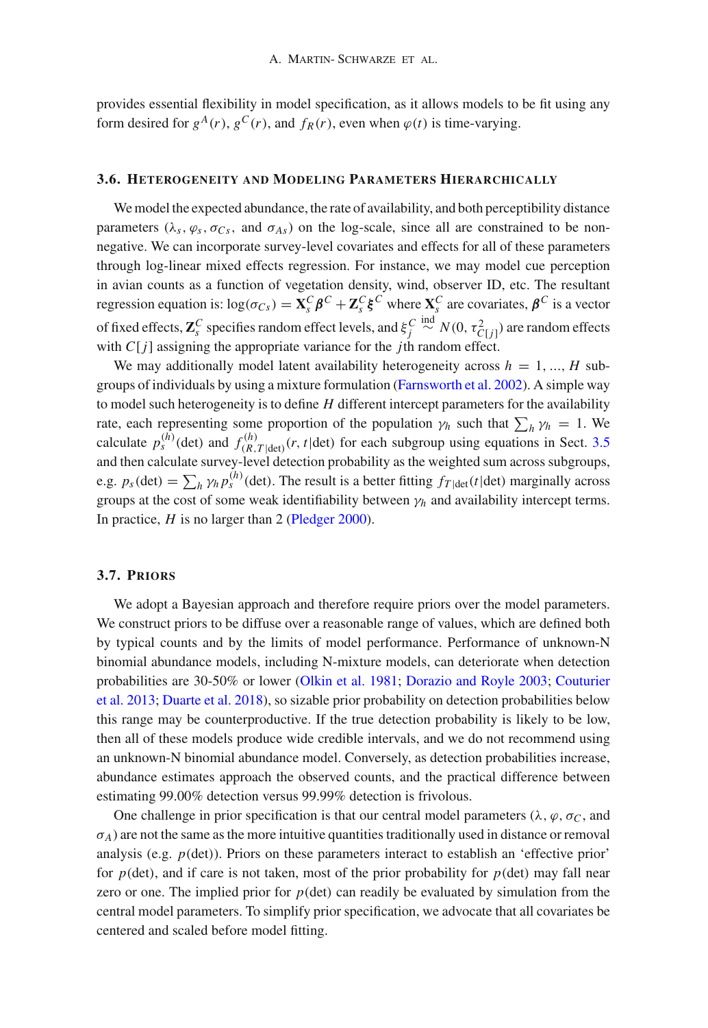provides essential flexibility in model specification, as it allows models to be fit using any form desired for $g^A(r)$, $g^C(r)$, and $f_R(r)$, even when $\varphi(t)$ is time-varying.

### 3.6. Heterogeneity and Modeling Parameters Hierarchically

We model the expected abundance, the rate of availability, and both perceptibility distance parameters ($\lambda_s$, $\varphi_s$, $\sigma_{Cs}$, and $\sigma_{As}$) on the log-scale, since all are constrained to be non-negative. We can incorporate survey-level covariates and effects for all of these parameters through log-linear mixed effects regression. For instance, we may model cue perception in avian counts as a function of vegetation density, wind, observer ID, etc. The resultant regression equation is: $\log(\sigma_{Cs}) = \mathbf{X}_s^C \boldsymbol{\beta}^C + \mathbf{Z}_s^C \boldsymbol{\xi}^C$ where $\mathbf{X}_s^C$ are covariates, $\boldsymbol{\beta}^C$ is a vector of fixed effects, $\mathbf{Z}_s^C$ specifies random effect levels, and $\xi_j^C \overset{\text{ind}}{\sim} N(0, \tau_{C[j]}^2)$ are random effects with $C[j]$ assigning the appropriate variance for the $j$th random effect.

We may additionally model latent availability heterogeneity across $h = 1, \ldots, H$ subgroups of individuals by using a mixture formulation (Farnsworth et al. 2002). A simple way to model such heterogeneity is to define $H$ different intercept parameters for the availability rate, each representing some proportion of the population $\gamma_h$ such that $\sum_h \gamma_h = 1$. We calculate $p_s^{(h)}(\text{det})$ and $f_{(R,T|\text{det})}^{(h)}(r, t|\text{det})$ for each subgroup using equations in Sect. 3.5 and then calculate survey-level detection probability as the weighted sum across subgroups, e.g. $p_s(\text{det}) = \sum_h \gamma_h p_s^{(h)}(\text{det})$. The result is a better fitting $f_{T|\text{det}}(t|\text{det})$ marginally across groups at the cost of some weak identifiability between $\gamma_h$ and availability intercept terms. In practice, $H$ is no larger than 2 (Pledger 2000).

### 3.7. Priors

We adopt a Bayesian approach and therefore require priors over the model parameters. We construct priors to be diffuse over a reasonable range of values, which are defined both by typical counts and by the limits of model performance. Performance of unknown-N binomial abundance models, including N-mixture models, can deteriorate when detection probabilities are 30-50% or lower (Olkin et al. 1981; Dorazio and Royle 2003; Couturier et al. 2013; Duarte et al. 2018), so sizable prior probability on detection probabilities below this range may be counterproductive. If the true detection probability is likely to be low, then all of these models produce wide credible intervals, and we do not recommend using an unknown-N binomial abundance model. Conversely, as detection probabilities increase, abundance estimates approach the observed counts, and the practical difference between estimating 99.00% detection versus 99.99% detection is frivolous.

One challenge in prior specification is that our central model parameters ($\lambda$, $\varphi$, $\sigma_C$, and $\sigma_A$) are not the same as the more intuitive quantities traditionally used in distance or removal analysis (e.g. $p(\text{det})$). Priors on these parameters interact to establish an 'effective prior' for $p(\text{det})$, and if care is not taken, most of the prior probability for $p(\text{det})$ may fall near zero or one. The implied prior for $p(\text{det})$ can readily be evaluated by simulation from the central model parameters. To simplify prior specification, we advocate that all covariates be centered and scaled before model fitting.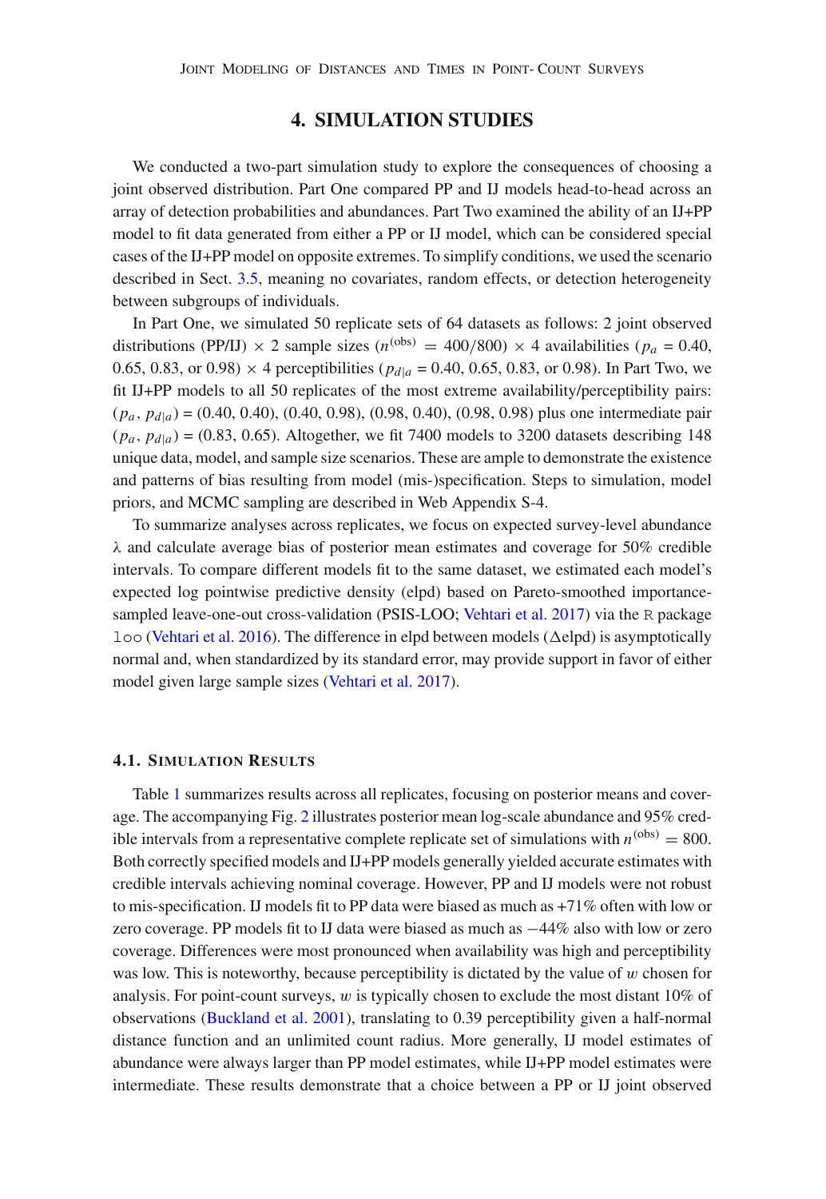## 4. SIMULATION STUDIES

We conducted a two-part simulation study to explore the consequences of choosing a joint observed distribution. Part One compared PP and IJ models head-to-head across an array of detection probabilities and abundances. Part Two examined the ability of an IJ+PP model to fit data generated from either a PP or IJ model, which can be considered special cases of the IJ+PP model on opposite extremes. To simplify conditions, we used the scenario described in Sect. 3.5, meaning no covariates, random effects, or detection heterogeneity between subgroups of individuals.

In Part One, we simulated 50 replicate sets of 64 datasets as follows: 2 joint observed distributions (PP/IJ) × 2 sample sizes ($n^{(\text{obs})} = 400/800$) × 4 availabilities ($p_a$ = 0.40, 0.65, 0.83, or 0.98) × 4 perceptibilities ($p_{d|a}$ = 0.40, 0.65, 0.83, or 0.98). In Part Two, we fit IJ+PP models to all 50 replicates of the most extreme availability/perceptibility pairs: ($p_a$, $p_{d|a}$) = (0.40, 0.40), (0.40, 0.98), (0.98, 0.40), (0.98, 0.98) plus one intermediate pair ($p_a$, $p_{d|a}$) = (0.83, 0.65). Altogether, we fit 7400 models to 3200 datasets describing 148 unique data, model, and sample size scenarios. These are ample to demonstrate the existence and patterns of bias resulting from model (mis-)specification. Steps to simulation, model priors, and MCMC sampling are described in Web Appendix S-4.

To summarize analyses across replicates, we focus on expected survey-level abundance $\lambda$ and calculate average bias of posterior mean estimates and coverage for 50% credible intervals. To compare different models fit to the same dataset, we estimated each model's expected log pointwise predictive density (elpd) based on Pareto-smoothed importance-sampled leave-one-out cross-validation (PSIS-LOO; Vehtari et al. 2017) via the R package `loo` (Vehtari et al. 2016). The difference in elpd between models ($\Delta$elpd) is asymptotically normal and, when standardized by its standard error, may provide support in favor of either model given large sample sizes (Vehtari et al. 2017).

### 4.1. Simulation Results

Table 1 summarizes results across all replicates, focusing on posterior means and coverage. The accompanying Fig. 2 illustrates posterior mean log-scale abundance and 95% credible intervals from a representative complete replicate set of simulations with $n^{(\text{obs})} = 800$. Both correctly specified models and IJ+PP models generally yielded accurate estimates with credible intervals achieving nominal coverage. However, PP and IJ models were not robust to mis-specification. IJ models fit to PP data were biased as much as +71% often with low or zero coverage. PP models fit to IJ data were biased as much as −44% also with low or zero coverage. Differences were most pronounced when availability was high and perceptibility was low. This is noteworthy, because perceptibility is dictated by the value of $w$ chosen for analysis. For point-count surveys, $w$ is typically chosen to exclude the most distant 10% of observations (Buckland et al. 2001), translating to 0.39 perceptibility given a half-normal distance function and an unlimited count radius. More generally, IJ model estimates of abundance were always larger than PP model estimates, while IJ+PP model estimates were intermediate. These results demonstrate that a choice between a PP or IJ joint observed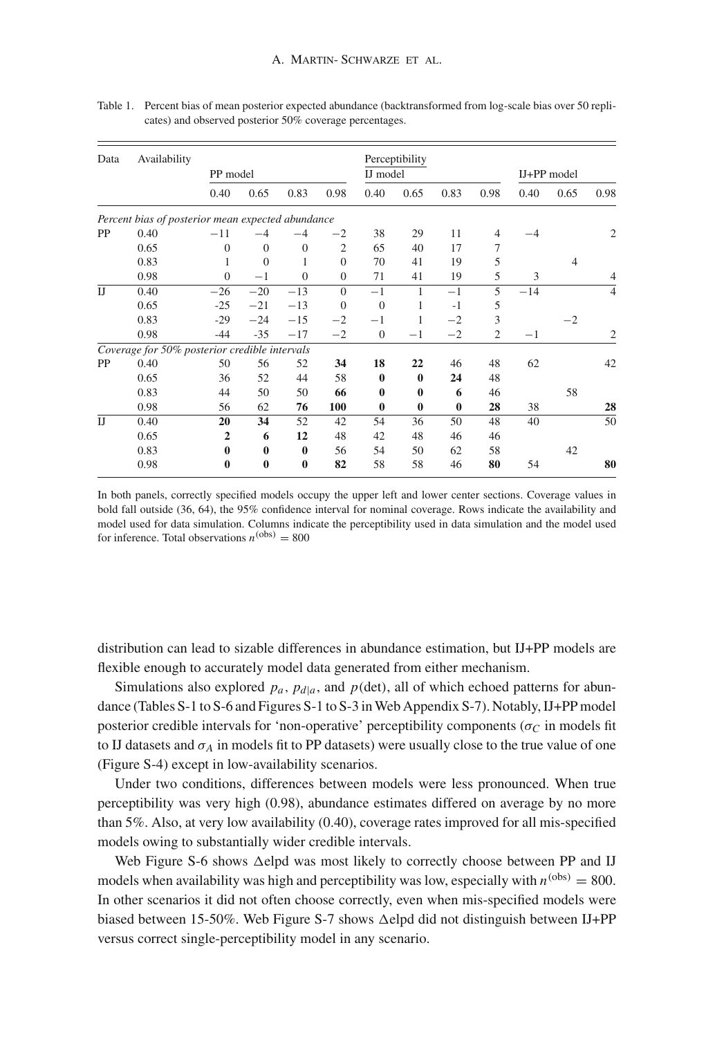Table 1. Percent bias of mean posterior expected abundance (backtransformed from log-scale bias over 50 replicates) and observed posterior 50% coverage percentages.

| Data | Availability | Perceptibility | | | | | | | | | | |
|---|---|---|---|---|---|---|---|---|---|---|---|---|
| | | PP model | | | | IJ model | | | | IJ+PP model | | |
| | | 0.40 | 0.65 | 0.83 | 0.98 | 0.40 | 0.65 | 0.83 | 0.98 | 0.40 | 0.65 | 0.98 |
| *Percent bias of posterior mean expected abundance* | | | | | | | | | | | | |
| PP | 0.40 | −11 | −4 | −4 | −2 | 38 | 29 | 11 | 4 | −4 | | 2 |
| | 0.65 | 0 | 0 | 0 | 2 | 65 | 40 | 17 | 7 | | | |
| | 0.83 | 1 | 0 | 1 | 0 | 70 | 41 | 19 | 5 | | 4 | |
| | 0.98 | 0 | −1 | 0 | 0 | 71 | 41 | 19 | 5 | 3 | | 4 |
| IJ | 0.40 | −26 | −20 | −13 | 0 | −1 | 1 | −1 | 5 | −14 | | 4 |
| | 0.65 | -25 | −21 | −13 | 0 | 0 | 1 | -1 | 5 | | | |
| | 0.83 | -29 | −24 | −15 | −2 | −1 | 1 | −2 | 3 | | −2 | |
| | 0.98 | -44 | -35 | −17 | −2 | 0 | −1 | −2 | 2 | −1 | | 2 |
| *Coverage for 50% posterior credible intervals* | | | | | | | | | | | | |
| PP | 0.40 | 50 | 56 | 52 | **34** | **18** | **22** | 46 | 48 | 62 | | 42 |
| | 0.65 | 36 | 52 | 44 | 58 | **0** | **0** | **24** | 48 | | | |
| | 0.83 | 44 | 50 | 50 | **66** | **0** | **0** | **6** | 46 | | 58 | |
| | 0.98 | 56 | 62 | **76** | **100** | **0** | **0** | **0** | **28** | 38 | | **28** |
| IJ | 0.40 | **20** | **34** | 52 | 42 | 54 | 36 | 50 | 48 | 40 | | 50 |
| | 0.65 | **2** | **6** | **12** | 48 | 42 | 48 | 46 | 46 | | | |
| | 0.83 | **0** | **0** | **0** | 56 | 54 | 50 | 62 | 58 | | 42 | |
| | 0.98 | **0** | **0** | **0** | **82** | 58 | 58 | 46 | **80** | 54 | | **80** |

In both panels, correctly specified models occupy the upper left and lower center sections. Coverage values in bold fall outside (36, 64), the 95% confidence interval for nominal coverage. Rows indicate the availability and model used for data simulation. Columns indicate the perceptibility used in data simulation and the model used for inference. Total observations $n^{(\mathrm{obs})} = 800$

distribution can lead to sizable differences in abundance estimation, but IJ+PP models are flexible enough to accurately model data generated from either mechanism.

Simulations also explored $p_a$, $p_{d|a}$, and $p(\mathrm{det})$, all of which echoed patterns for abundance (Tables S-1 to S-6 and Figures S-1 to S-3 in Web Appendix S-7). Notably, IJ+PP model posterior credible intervals for 'non-operative' perceptibility components ($\sigma_C$ in models fit to IJ datasets and $\sigma_A$ in models fit to PP datasets) were usually close to the true value of one (Figure S-4) except in low-availability scenarios.

Under two conditions, differences between models were less pronounced. When true perceptibility was very high (0.98), abundance estimates differed on average by no more than 5%. Also, at very low availability (0.40), coverage rates improved for all mis-specified models owing to substantially wider credible intervals.

Web Figure S-6 shows $\Delta$elpd was most likely to correctly choose between PP and IJ models when availability was high and perceptibility was low, especially with $n^{(\mathrm{obs})} = 800$. In other scenarios it did not often choose correctly, even when mis-specified models were biased between 15-50%. Web Figure S-7 shows $\Delta$elpd did not distinguish between IJ+PP versus correct single-perceptibility model in any scenario.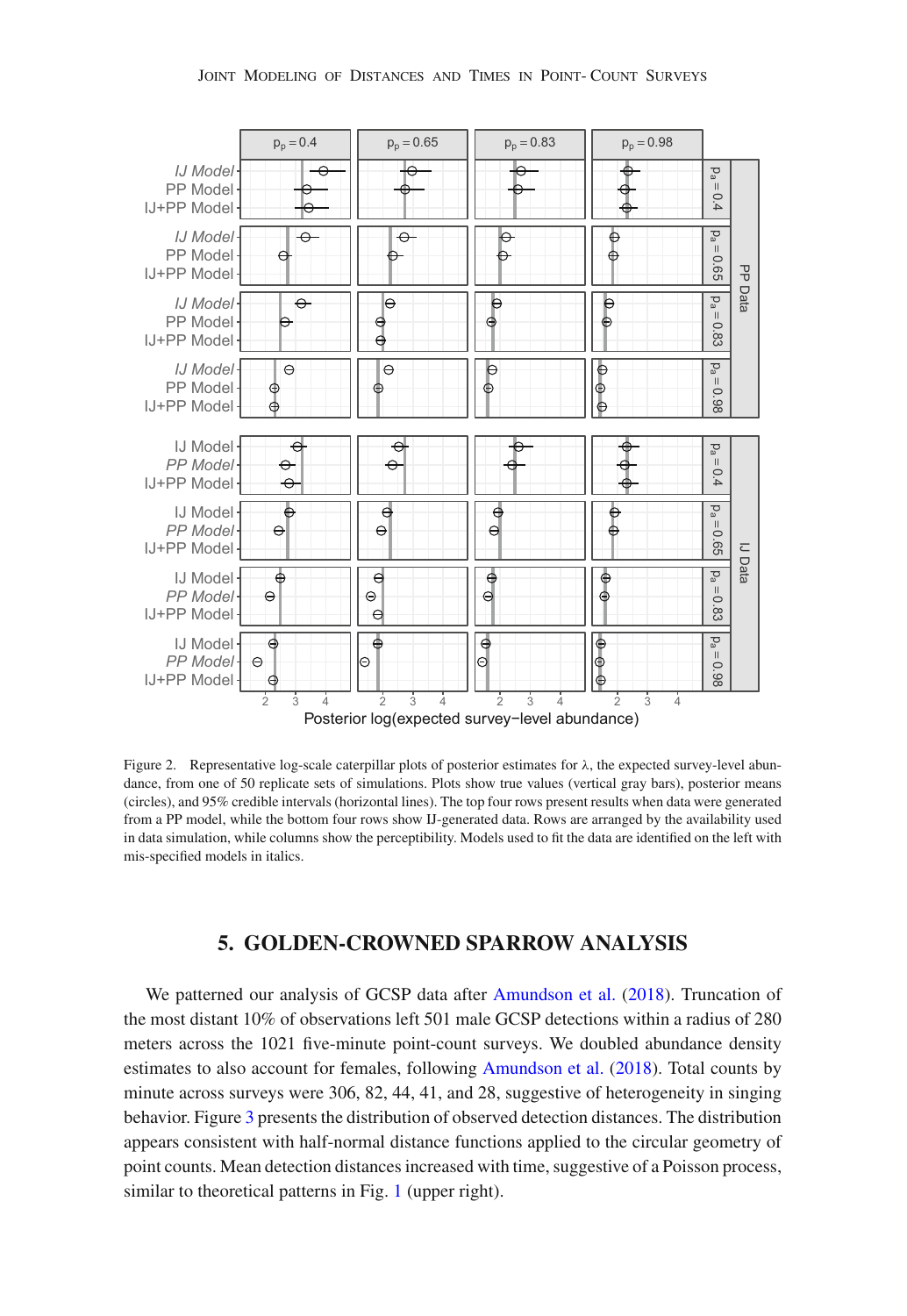Figure 2. Representative log-scale caterpillar plots of posterior estimates for λ, the expected survey-level abundance, from one of 50 replicate sets of simulations. Plots show true values (vertical gray bars), posterior means (circles), and 95% credible intervals (horizontal lines). The top four rows present results when data were generated from a PP model, while the bottom four rows show IJ-generated data. Rows are arranged by the availability used in data simulation, while columns show the perceptibility. Models used to fit the data are identified on the left with mis-specified models in italics.

## 5. GOLDEN-CROWNED SPARROW ANALYSIS

We patterned our analysis of GCSP data after Amundson et al. (2018). Truncation of the most distant 10% of observations left 501 male GCSP detections within a radius of 280 meters across the 1021 five-minute point-count surveys. We doubled abundance density estimates to also account for females, following Amundson et al. (2018). Total counts by minute across surveys were 306, 82, 44, 41, and 28, suggestive of heterogeneity in singing behavior. Figure 3 presents the distribution of observed detection distances. The distribution appears consistent with half-normal distance functions applied to the circular geometry of point counts. Mean detection distances increased with time, suggestive of a Poisson process, similar to theoretical patterns in Fig. 1 (upper right).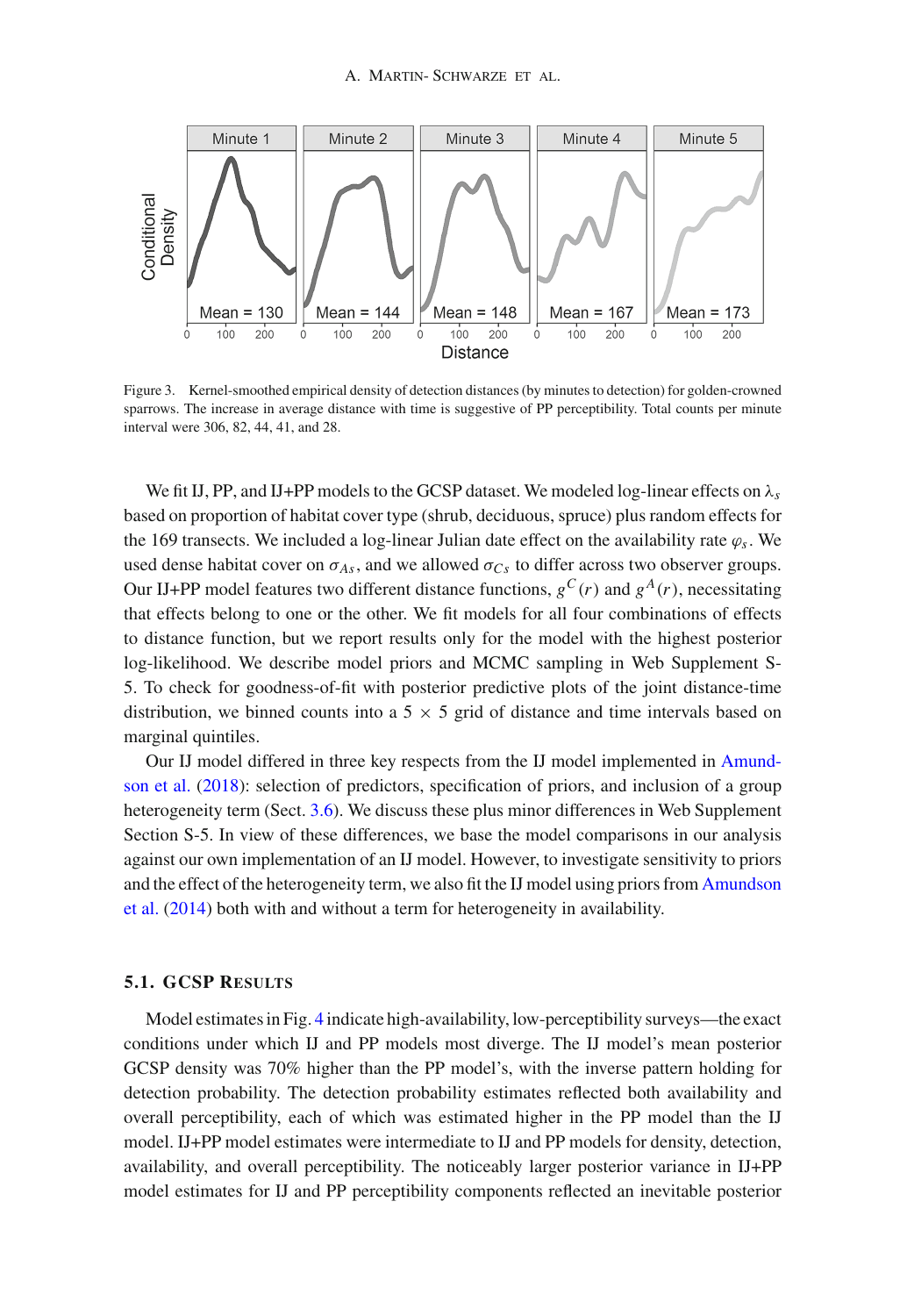Figure 3. Kernel-smoothed empirical density of detection distances (by minutes to detection) for golden-crowned sparrows. The increase in average distance with time is suggestive of PP perceptibility. Total counts per minute interval were 306, 82, 44, 41, and 28.

We fit IJ, PP, and IJ+PP models to the GCSP dataset. We modeled log-linear effects on $\lambda_s$ based on proportion of habitat cover type (shrub, deciduous, spruce) plus random effects for the 169 transects. We included a log-linear Julian date effect on the availability rate $\varphi_s$. We used dense habitat cover on $\sigma_{As}$, and we allowed $\sigma_{Cs}$ to differ across two observer groups. Our IJ+PP model features two different distance functions, $g^C(r)$ and $g^A(r)$, necessitating that effects belong to one or the other. We fit models for all four combinations of effects to distance function, but we report results only for the model with the highest posterior log-likelihood. We describe model priors and MCMC sampling in Web Supplement S-5. To check for goodness-of-fit with posterior predictive plots of the joint distance-time distribution, we binned counts into a 5 × 5 grid of distance and time intervals based on marginal quintiles.

Our IJ model differed in three key respects from the IJ model implemented in Amundson et al. (2018): selection of predictors, specification of priors, and inclusion of a group heterogeneity term (Sect. 3.6). We discuss these plus minor differences in Web Supplement Section S-5. In view of these differences, we base the model comparisons in our analysis against our own implementation of an IJ model. However, to investigate sensitivity to priors and the effect of the heterogeneity term, we also fit the IJ model using priors from Amundson et al. (2014) both with and without a term for heterogeneity in availability.

### 5.1. GCSP Results

Model estimates in Fig. 4 indicate high-availability, low-perceptibility surveys—the exact conditions under which IJ and PP models most diverge. The IJ model's mean posterior GCSP density was 70% higher than the PP model's, with the inverse pattern holding for detection probability. The detection probability estimates reflected both availability and overall perceptibility, each of which was estimated higher in the PP model than the IJ model. IJ+PP model estimates were intermediate to IJ and PP models for density, detection, availability, and overall perceptibility. The noticeably larger posterior variance in IJ+PP model estimates for IJ and PP perceptibility components reflected an inevitable posterior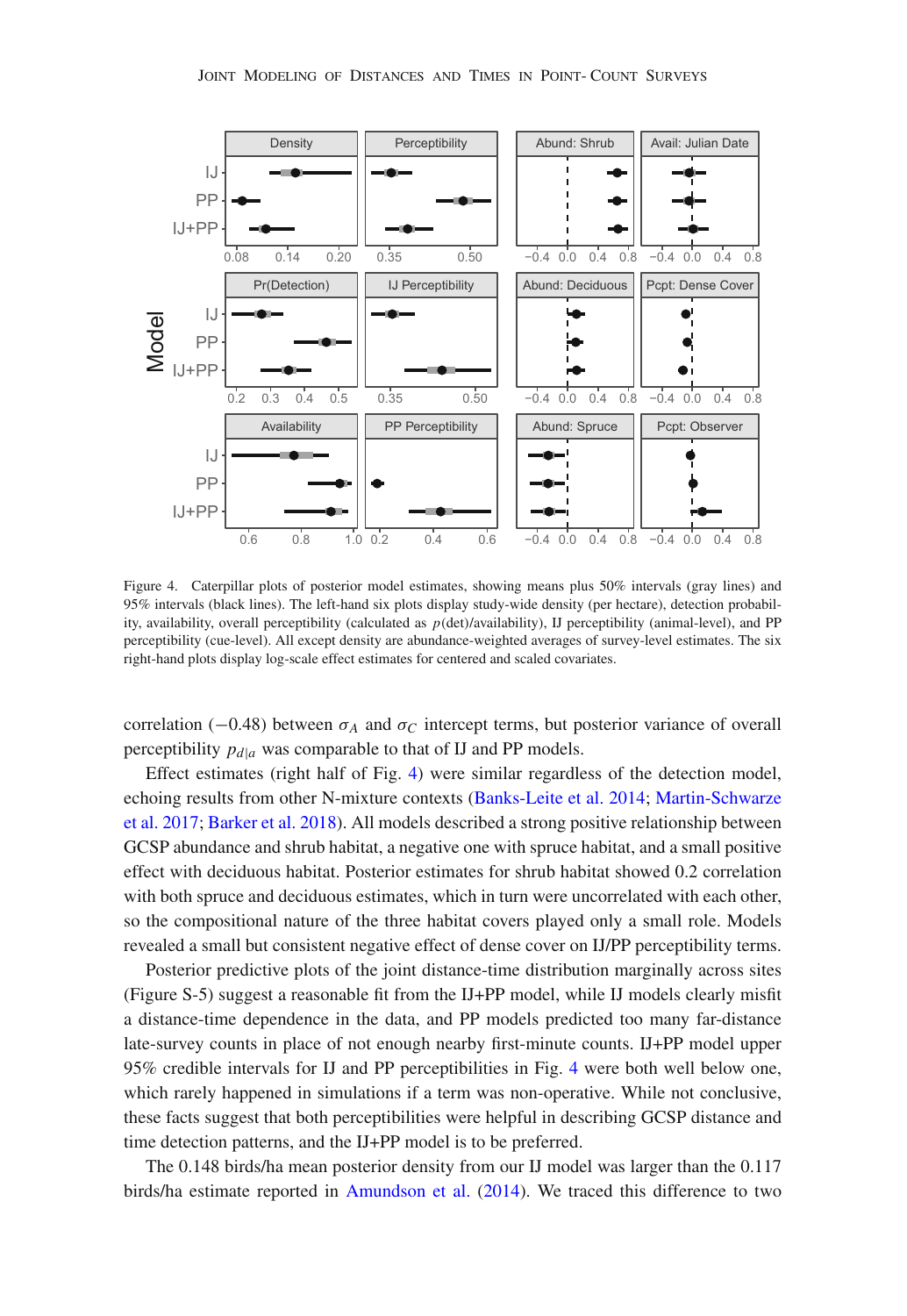Figure 4. Caterpillar plots of posterior model estimates, showing means plus 50% intervals (gray lines) and 95% intervals (black lines). The left-hand six plots display study-wide density (per hectare), detection probability, availability, overall perceptibility (calculated as $p$(det)/availability), IJ perceptibility (animal-level), and PP perceptibility (cue-level). All except density are abundance-weighted averages of survey-level estimates. The six right-hand plots display log-scale effect estimates for centered and scaled covariates.

correlation (−0.48) between $\sigma_A$ and $\sigma_C$ intercept terms, but posterior variance of overall perceptibility $p_{d|a}$ was comparable to that of IJ and PP models.

Effect estimates (right half of Fig. 4) were similar regardless of the detection model, echoing results from other N-mixture contexts (Banks-Leite et al. 2014; Martin-Schwarze et al. 2017; Barker et al. 2018). All models described a strong positive relationship between GCSP abundance and shrub habitat, a negative one with spruce habitat, and a small positive effect with deciduous habitat. Posterior estimates for shrub habitat showed 0.2 correlation with both spruce and deciduous estimates, which in turn were uncorrelated with each other, so the compositional nature of the three habitat covers played only a small role. Models revealed a small but consistent negative effect of dense cover on IJ/PP perceptibility terms.

Posterior predictive plots of the joint distance-time distribution marginally across sites (Figure S-5) suggest a reasonable fit from the IJ+PP model, while IJ models clearly misfit a distance-time dependence in the data, and PP models predicted too many far-distance late-survey counts in place of not enough nearby first-minute counts. IJ+PP model upper 95% credible intervals for IJ and PP perceptibilities in Fig. 4 were both well below one, which rarely happened in simulations if a term was non-operative. While not conclusive, these facts suggest that both perceptibilities were helpful in describing GCSP distance and time detection patterns, and the IJ+PP model is to be preferred.

The 0.148 birds/ha mean posterior density from our IJ model was larger than the 0.117 birds/ha estimate reported in Amundson et al. (2014). We traced this difference to two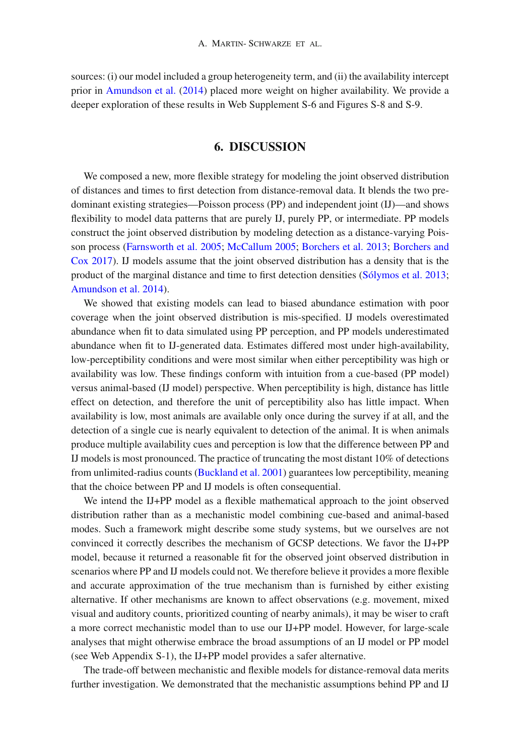sources: (i) our model included a group heterogeneity term, and (ii) the availability intercept prior in Amundson et al. (2014) placed more weight on higher availability. We provide a deeper exploration of these results in Web Supplement S-6 and Figures S-8 and S-9.

## 6. DISCUSSION

We composed a new, more flexible strategy for modeling the joint observed distribution of distances and times to first detection from distance-removal data. It blends the two predominant existing strategies—Poisson process (PP) and independent joint (IJ)—and shows flexibility to model data patterns that are purely IJ, purely PP, or intermediate. PP models construct the joint observed distribution by modeling detection as a distance-varying Poisson process (Farnsworth et al. 2005; McCallum 2005; Borchers et al. 2013; Borchers and Cox 2017). IJ models assume that the joint observed distribution has a density that is the product of the marginal distance and time to first detection densities (Sólymos et al. 2013; Amundson et al. 2014).

We showed that existing models can lead to biased abundance estimation with poor coverage when the joint observed distribution is mis-specified. IJ models overestimated abundance when fit to data simulated using PP perception, and PP models underestimated abundance when fit to IJ-generated data. Estimates differed most under high-availability, low-perceptibility conditions and were most similar when either perceptibility was high or availability was low. These findings conform with intuition from a cue-based (PP model) versus animal-based (IJ model) perspective. When perceptibility is high, distance has little effect on detection, and therefore the unit of perceptibility also has little impact. When availability is low, most animals are available only once during the survey if at all, and the detection of a single cue is nearly equivalent to detection of the animal. It is when animals produce multiple availability cues and perception is low that the difference between PP and IJ models is most pronounced. The practice of truncating the most distant 10% of detections from unlimited-radius counts (Buckland et al. 2001) guarantees low perceptibility, meaning that the choice between PP and IJ models is often consequential.

We intend the IJ+PP model as a flexible mathematical approach to the joint observed distribution rather than as a mechanistic model combining cue-based and animal-based modes. Such a framework might describe some study systems, but we ourselves are not convinced it correctly describes the mechanism of GCSP detections. We favor the IJ+PP model, because it returned a reasonable fit for the observed joint observed distribution in scenarios where PP and IJ models could not. We therefore believe it provides a more flexible and accurate approximation of the true mechanism than is furnished by either existing alternative. If other mechanisms are known to affect observations (e.g. movement, mixed visual and auditory counts, prioritized counting of nearby animals), it may be wiser to craft a more correct mechanistic model than to use our IJ+PP model. However, for large-scale analyses that might otherwise embrace the broad assumptions of an IJ model or PP model (see Web Appendix S-1), the IJ+PP model provides a safer alternative.

The trade-off between mechanistic and flexible models for distance-removal data merits further investigation. We demonstrated that the mechanistic assumptions behind PP and IJ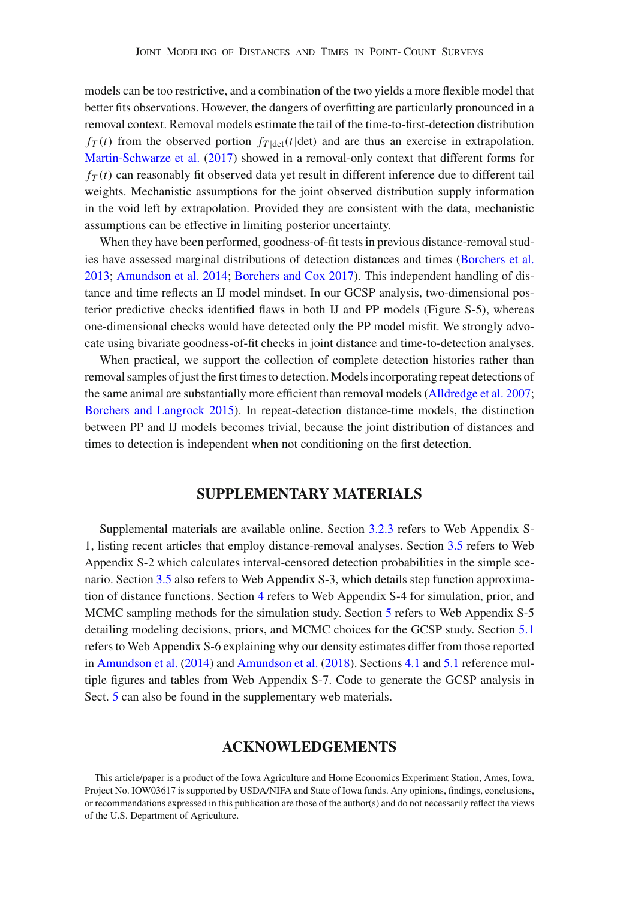models can be too restrictive, and a combination of the two yields a more flexible model that better fits observations. However, the dangers of overfitting are particularly pronounced in a removal context. Removal models estimate the tail of the time-to-first-detection distribution $f_T(t)$ from the observed portion $f_{T|\text{det}}(t|\text{det})$ and are thus an exercise in extrapolation. Martin-Schwarze et al. (2017) showed in a removal-only context that different forms for $f_T(t)$ can reasonably fit observed data yet result in different inference due to different tail weights. Mechanistic assumptions for the joint observed distribution supply information in the void left by extrapolation. Provided they are consistent with the data, mechanistic assumptions can be effective in limiting posterior uncertainty.

When they have been performed, goodness-of-fit tests in previous distance-removal studies have assessed marginal distributions of detection distances and times (Borchers et al. 2013; Amundson et al. 2014; Borchers and Cox 2017). This independent handling of distance and time reflects an IJ model mindset. In our GCSP analysis, two-dimensional posterior predictive checks identified flaws in both IJ and PP models (Figure S-5), whereas one-dimensional checks would have detected only the PP model misfit. We strongly advocate using bivariate goodness-of-fit checks in joint distance and time-to-detection analyses.

When practical, we support the collection of complete detection histories rather than removal samples of just the first times to detection. Models incorporating repeat detections of the same animal are substantially more efficient than removal models (Alldredge et al. 2007; Borchers and Langrock 2015). In repeat-detection distance-time models, the distinction between PP and IJ models becomes trivial, because the joint distribution of distances and times to detection is independent when not conditioning on the first detection.

## SUPPLEMENTARY MATERIALS

Supplemental materials are available online. Section 3.2.3 refers to Web Appendix S-1, listing recent articles that employ distance-removal analyses. Section 3.5 refers to Web Appendix S-2 which calculates interval-censored detection probabilities in the simple scenario. Section 3.5 also refers to Web Appendix S-3, which details step function approximation of distance functions. Section 4 refers to Web Appendix S-4 for simulation, prior, and MCMC sampling methods for the simulation study. Section 5 refers to Web Appendix S-5 detailing modeling decisions, priors, and MCMC choices for the GCSP study. Section 5.1 refers to Web Appendix S-6 explaining why our density estimates differ from those reported in Amundson et al. (2014) and Amundson et al. (2018). Sections 4.1 and 5.1 reference multiple figures and tables from Web Appendix S-7. Code to generate the GCSP analysis in Sect. 5 can also be found in the supplementary web materials.

## ACKNOWLEDGEMENTS

This article/paper is a product of the Iowa Agriculture and Home Economics Experiment Station, Ames, Iowa. Project No. IOW03617 is supported by USDA/NIFA and State of Iowa funds. Any opinions, findings, conclusions, or recommendations expressed in this publication are those of the author(s) and do not necessarily reflect the views of the U.S. Department of Agriculture.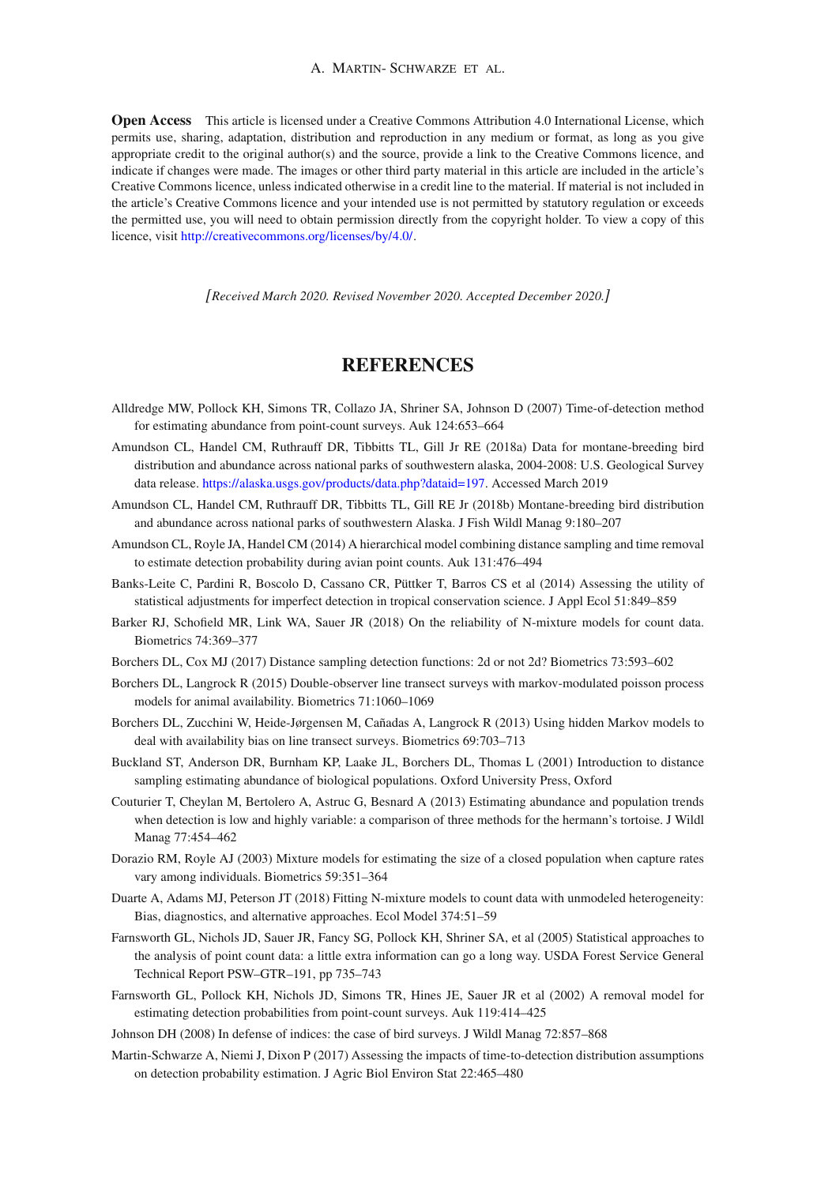**Open Access** This article is licensed under a Creative Commons Attribution 4.0 International License, which permits use, sharing, adaptation, distribution and reproduction in any medium or format, as long as you give appropriate credit to the original author(s) and the source, provide a link to the Creative Commons licence, and indicate if changes were made. The images or other third party material in this article are included in the article's Creative Commons licence, unless indicated otherwise in a credit line to the material. If material is not included in the article's Creative Commons licence and your intended use is not permitted by statutory regulation or exceeds the permitted use, you will need to obtain permission directly from the copyright holder. To view a copy of this licence, visit http://creativecommons.org/licenses/by/4.0/.

*[Received March 2020. Revised November 2020. Accepted December 2020.]*

## REFERENCES

Alldredge MW, Pollock KH, Simons TR, Collazo JA, Shriner SA, Johnson D (2007) Time-of-detection method for estimating abundance from point-count surveys. Auk 124:653–664

Amundson CL, Handel CM, Ruthrauff DR, Tibbitts TL, Gill Jr RE (2018a) Data for montane-breeding bird distribution and abundance across national parks of southwestern alaska, 2004-2008: U.S. Geological Survey data release. https://alaska.usgs.gov/products/data.php?dataid=197. Accessed March 2019

Amundson CL, Handel CM, Ruthrauff DR, Tibbitts TL, Gill RE Jr (2018b) Montane-breeding bird distribution and abundance across national parks of southwestern Alaska. J Fish Wildl Manag 9:180–207

Amundson CL, Royle JA, Handel CM (2014) A hierarchical model combining distance sampling and time removal to estimate detection probability during avian point counts. Auk 131:476–494

Banks-Leite C, Pardini R, Boscolo D, Cassano CR, Püttker T, Barros CS et al (2014) Assessing the utility of statistical adjustments for imperfect detection in tropical conservation science. J Appl Ecol 51:849–859

Barker RJ, Schofield MR, Link WA, Sauer JR (2018) On the reliability of N-mixture models for count data. Biometrics 74:369–377

Borchers DL, Cox MJ (2017) Distance sampling detection functions: 2d or not 2d? Biometrics 73:593–602

Borchers DL, Langrock R (2015) Double-observer line transect surveys with markov-modulated poisson process models for animal availability. Biometrics 71:1060–1069

Borchers DL, Zucchini W, Heide-Jørgensen M, Cañadas A, Langrock R (2013) Using hidden Markov models to deal with availability bias on line transect surveys. Biometrics 69:703–713

Buckland ST, Anderson DR, Burnham KP, Laake JL, Borchers DL, Thomas L (2001) Introduction to distance sampling estimating abundance of biological populations. Oxford University Press, Oxford

Couturier T, Cheylan M, Bertolero A, Astruc G, Besnard A (2013) Estimating abundance and population trends when detection is low and highly variable: a comparison of three methods for the hermann's tortoise. J Wildl Manag 77:454–462

Dorazio RM, Royle AJ (2003) Mixture models for estimating the size of a closed population when capture rates vary among individuals. Biometrics 59:351–364

Duarte A, Adams MJ, Peterson JT (2018) Fitting N-mixture models to count data with unmodeled heterogeneity: Bias, diagnostics, and alternative approaches. Ecol Model 374:51–59

Farnsworth GL, Nichols JD, Sauer JR, Fancy SG, Pollock KH, Shriner SA, et al (2005) Statistical approaches to the analysis of point count data: a little extra information can go a long way. USDA Forest Service General Technical Report PSW–GTR–191, pp 735–743

Farnsworth GL, Pollock KH, Nichols JD, Simons TR, Hines JE, Sauer JR et al (2002) A removal model for estimating detection probabilities from point-count surveys. Auk 119:414–425

Johnson DH (2008) In defense of indices: the case of bird surveys. J Wildl Manag 72:857–868

Martin-Schwarze A, Niemi J, Dixon P (2017) Assessing the impacts of time-to-detection distribution assumptions on detection probability estimation. J Agric Biol Environ Stat 22:465–480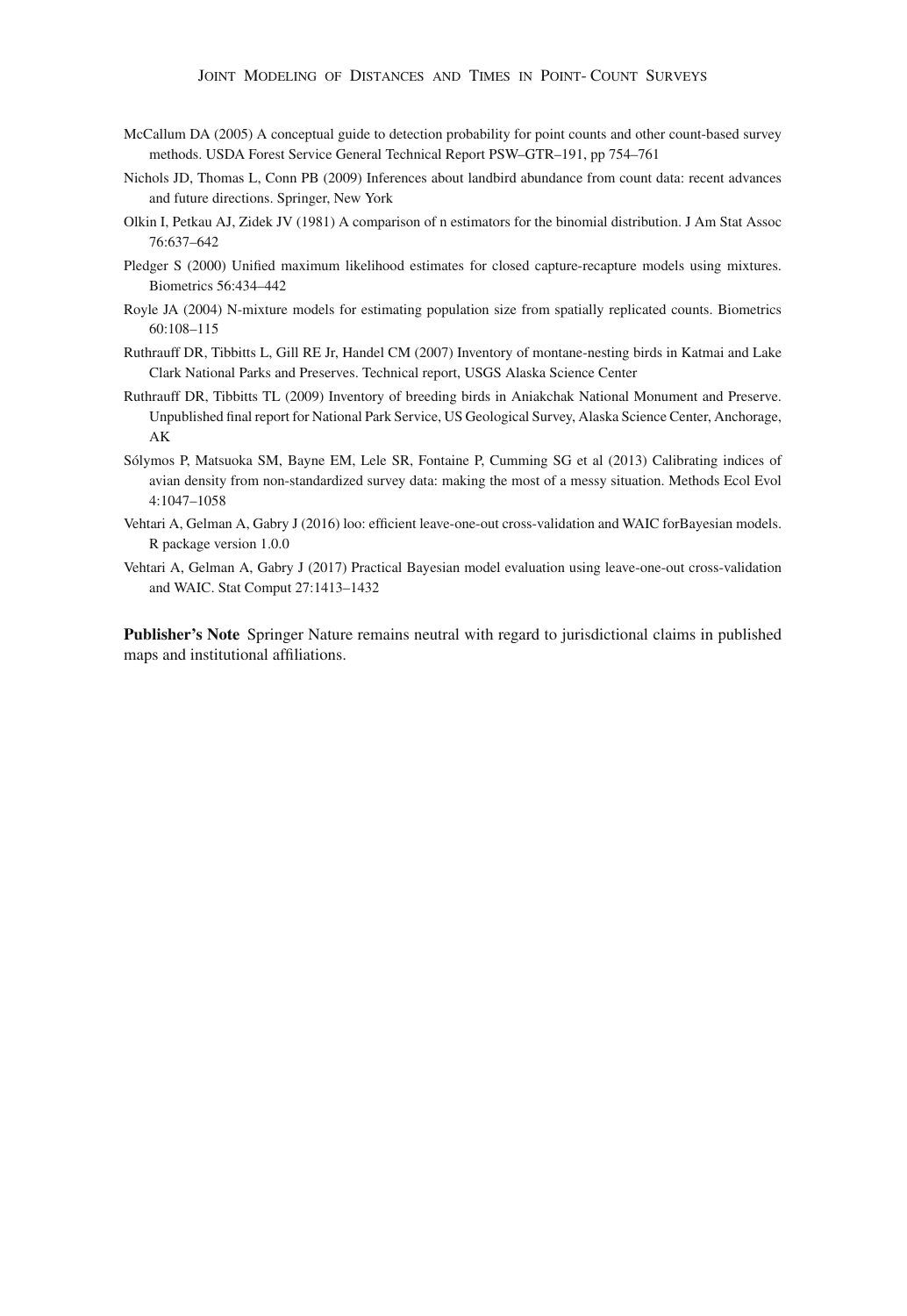McCallum DA (2005) A conceptual guide to detection probability for point counts and other count-based survey methods. USDA Forest Service General Technical Report PSW–GTR–191, pp 754–761

Nichols JD, Thomas L, Conn PB (2009) Inferences about landbird abundance from count data: recent advances and future directions. Springer, New York

Olkin I, Petkau AJ, Zidek JV (1981) A comparison of n estimators for the binomial distribution. J Am Stat Assoc 76:637–642

Pledger S (2000) Unified maximum likelihood estimates for closed capture-recapture models using mixtures. Biometrics 56:434–442

Royle JA (2004) N-mixture models for estimating population size from spatially replicated counts. Biometrics 60:108–115

Ruthrauff DR, Tibbitts L, Gill RE Jr, Handel CM (2007) Inventory of montane-nesting birds in Katmai and Lake Clark National Parks and Preserves. Technical report, USGS Alaska Science Center

Ruthrauff DR, Tibbitts TL (2009) Inventory of breeding birds in Aniakchak National Monument and Preserve. Unpublished final report for National Park Service, US Geological Survey, Alaska Science Center, Anchorage, AK

Sólymos P, Matsuoka SM, Bayne EM, Lele SR, Fontaine P, Cumming SG et al (2013) Calibrating indices of avian density from non-standardized survey data: making the most of a messy situation. Methods Ecol Evol 4:1047–1058

Vehtari A, Gelman A, Gabry J (2016) loo: efficient leave-one-out cross-validation and WAIC forBayesian models. R package version 1.0.0

Vehtari A, Gelman A, Gabry J (2017) Practical Bayesian model evaluation using leave-one-out cross-validation and WAIC. Stat Comput 27:1413–1432

**Publisher's Note** Springer Nature remains neutral with regard to jurisdictional claims in published maps and institutional affiliations.